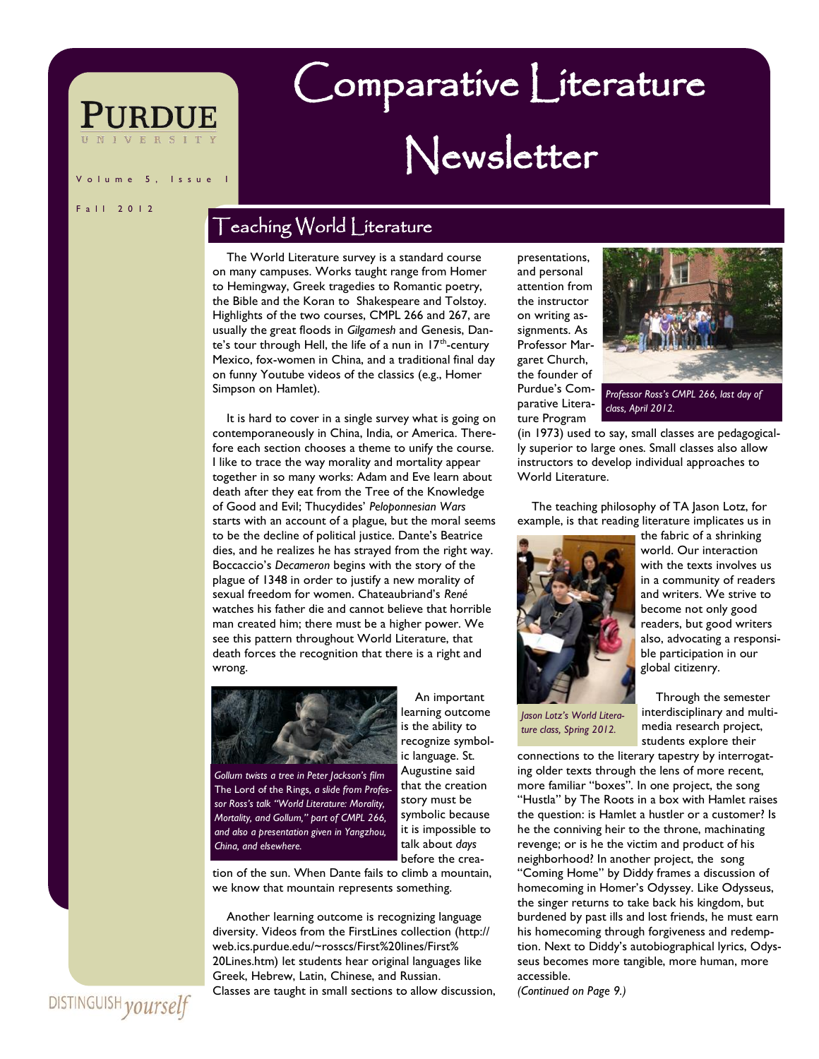# Comparative Literature Newsletter

Volume 5, Issue 1

Fall 2012

## Teaching World Literature

The World Literature survey is a standard course on many campuses. Works taught range from Homer to Hemingway, Greek tragedies to Romantic poetry, the Bible and the Koran to Shakespeare and Tolstoy. Highlights of the two courses, CMPL 266 and 267, are usually the great floods in *Gilgamesh* and Genesis, Dante's tour through Hell, the life of a nun in 17th-century Mexico, fox-women in China, and a traditional final day on funny Youtube videos of the classics (e.g., Homer Simpson on Hamlet).

It is hard to cover in a single survey what is going on contemporaneously in China, India, or America. Therefore each section chooses a theme to unify the course. I like to trace the way morality and mortality appear together in so many works: Adam and Eve learn about death after they eat from the Tree of the Knowledge of Good and Evil; Thucydides' *Peloponnesian Wars* starts with an account of a plague, but the moral seems to be the decline of political justice. Dante's Beatrice dies, and he realizes he has strayed from the right way. Boccaccio's *Decameron* begins with the story of the plague of 1348 in order to justify a new morality of sexual freedom for women. Chateaubriand's *René* watches his father die and cannot believe that horrible man created him; there must be a higher power. We see this pattern throughout World Literature, that death forces the recognition that there is a right and wrong.

*Gollum twists a tree in Peter Jackson's film* The Lord of the Rings, *a slide from Professor Ross's talk "World Literature: Morality, Mortality, and Gollum," part of CMPL 266, and also a presentation given in Yangzhou, China, and elsewhere.*

An important learning outcome is the ability to recognize symbolic language. St. Augustine said that the creation story must be symbolic because it is impossible to talk about *days* before the creation of the sun. When Dante fails to climb a mountain, we know that mountain represents something.

Another learning outcome is recognizing language diversity. Videos from the FirstLines collection (http://web.ics.purdue.edu/~rosscs/First%20lines/First%20Lines.htm) let students hear original languages like Greek, Hebrew, Latin, Chinese, and Russian.

Classes are taught in small sections to allow discussion, presentations, and personal attention from the instructor on writing assignments. As Professor Margaret Church, the founder of Purdue's Comparative Literature Program (in 1973) used to say, small classes are pedagogically superior to large ones. Small classes also allow instructors to develop individual approaches to World Literature.

*Professor Ross's CMPL 266, last day of class, April 2012.*

The teaching philosophy of TA Jason Lotz, for example, is that reading literature implicates us in the fabric of a shrinking world. Our interaction with the texts involves us in a community of readers and writers. We strive to become not only good readers, but good writers also, advocating a responsible participation in our global citizenry.

*Jason Lotz's World Literature class, Spring 2012.*

Through the semester interdisciplinary and multimedia research project, students explore their connections to the literary tapestry by interrogating older texts through the lens of more recent, more familiar "boxes". In one project, the song "Hustla" by The Roots in a box with Hamlet raises the question: is Hamlet a hustler or a customer? Is he the conniving heir to the throne, machinating revenge; or is he the victim and product of his neighborhood? In another project, the song "Coming Home" by Diddy frames a discussion of homecoming in Homer's Odyssey. Like Odysseus, the singer returns to take back his kingdom, but burdened by past ills and lost friends, he must earn his homecoming through forgiveness and redemption. Next to Diddy's autobiographical lyrics, Odysseus becomes more tangible, more human, more accessible.

*(Continued on Page 9.)*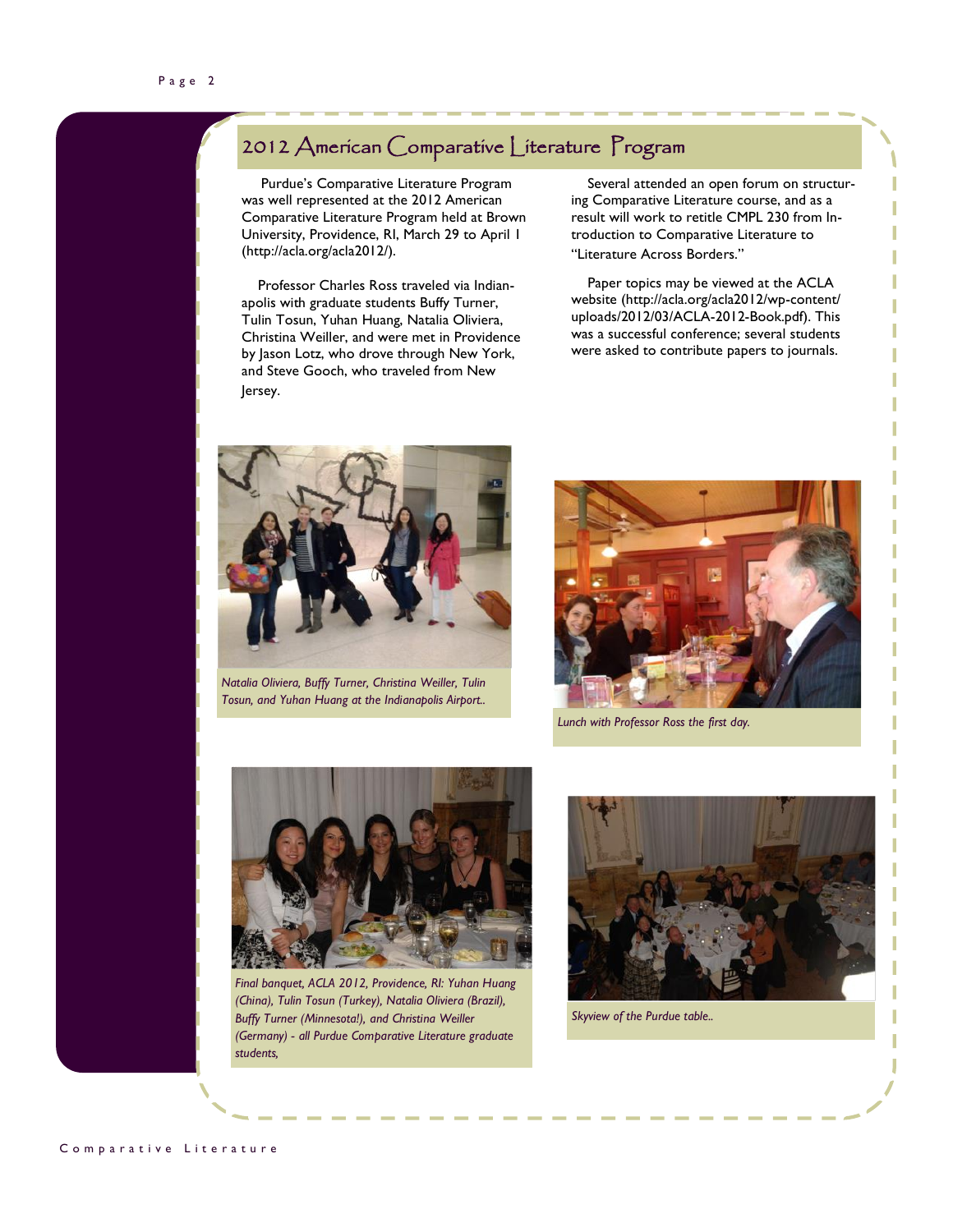# 2012 American Comparative Literature Program

Purdue's Comparative Literature Program was well represented at the 2012 American Comparative Literature Program held at Brown University, Providence, RI, March 29 to April 1 (http://acla.org/acla2012/).

Professor Charles Ross traveled via Indianapolis with graduate students Buffy Turner, Tulin Tosun, Yuhan Huang, Natalia Oliviera, Christina Weiller, and were met in Providence by Jason Lotz, who drove through New York, and Steve Gooch, who traveled from New Jersey.

Several attended an open forum on structuring Comparative Literature course, and as a result will work to retitle CMPL 230 from Introduction to Comparative Literature to "Literature Across Borders."

Paper topics may be viewed at the ACLA website (http://acla.org/acla2012/wp-content/uploads/2012/03/ACLA-2012-Book.pdf). This was a successful conference; several students were asked to contribute papers to journals.

*Natalia Oliviera, Buffy Turner, Christina Weiller, Tulin Tosun, and Yuhan Huang at the Indianapolis Airport..*

*Lunch with Professor Ross the first day.*

*Final banquet, ACLA 2012, Providence, RI: Yuhan Huang (China), Tulin Tosun (Turkey), Natalia Oliviera (Brazil), Buffy Turner (Minnesota!), and Christina Weiller (Germany) - all Purdue Comparative Literature graduate students,*

*Skyview of the Purdue table..*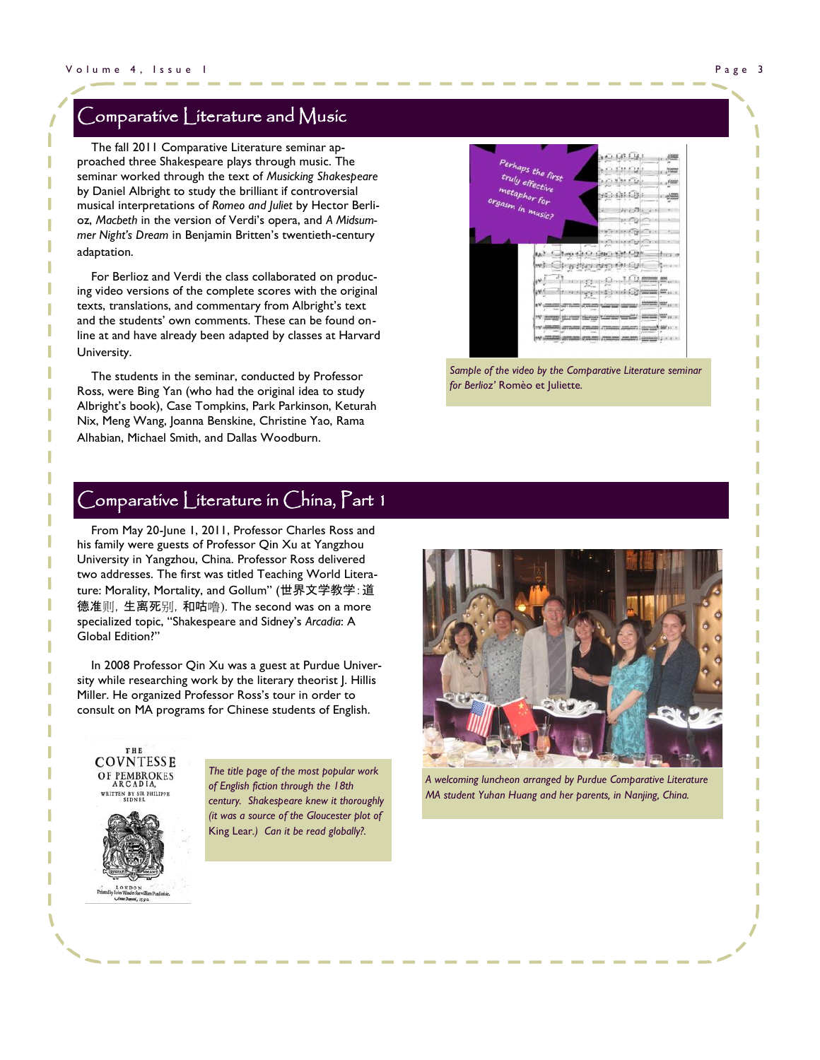## Comparative Literature and Music

The fall 2011 Comparative Literature seminar approached three Shakespeare plays through music. The seminar worked through the text of *Musicking Shakespeare* by Daniel Albright to study the brilliant if controversial musical interpretations of *Romeo and Juliet* by Hector Berlioz, *Macbeth* in the version of Verdi's opera, and *A Midsummer Night's Dream* in Benjamin Britten's twentieth-century adaptation.

For Berlioz and Verdi the class collaborated on producing video versions of the complete scores with the original texts, translations, and commentary from Albright's text and the students' own comments. These can be found online at and have already been adapted by classes at Harvard University.

The students in the seminar, conducted by Professor Ross, were Bing Yan (who had the original idea to study Albright's book), Case Tompkins, Park Parkinson, Keturah Nix, Meng Wang, Joanna Benskine, Christine Yao, Rama Alhabian, Michael Smith, and Dallas Woodburn.

Perhaps the first truly effective metaphor for orgasm in music?

*Sample of the video by the Comparative Literature seminar for Berlioz'* Romèo et Juliette.

## Comparative Literature in China, Part 1

From May 20-June 1, 2011, Professor Charles Ross and his family were guests of Professor Qin Xu at Yangzhou University in Yangzhou, China. Professor Ross delivered two addresses. The first was titled Teaching World Literature: Morality, Mortality, and Gollum" (世界文学教学:道德准则，生离死别，和咕噜). The second was on a more specialized topic, "Shakespeare and Sidney's *Arcadia*: A Global Edition?"

In 2008 Professor Qin Xu was a guest at Purdue University while researching work by the literary theorist J. Hillis Miller. He organized Professor Ross's tour in order to consult on MA programs for Chinese students of English.

*A welcoming luncheon arranged by Purdue Comparative Literature MA student Yuhan Huang and her parents, in Nanjing, China.*

THE COVNTESSE OF PEMBROKES ARCADIA, WRITTEN BY SIR PHILIPPE SIDNEI. LONDON Printed by Iohn Windet for William Ponsonbie. Anno Domini, 1590.

*The title page of the most popular work of English fiction through the 18th century. Shakespeare knew it thoroughly (it was a source of the Gloucester plot of* King Lear.) *Can it be read globally?.*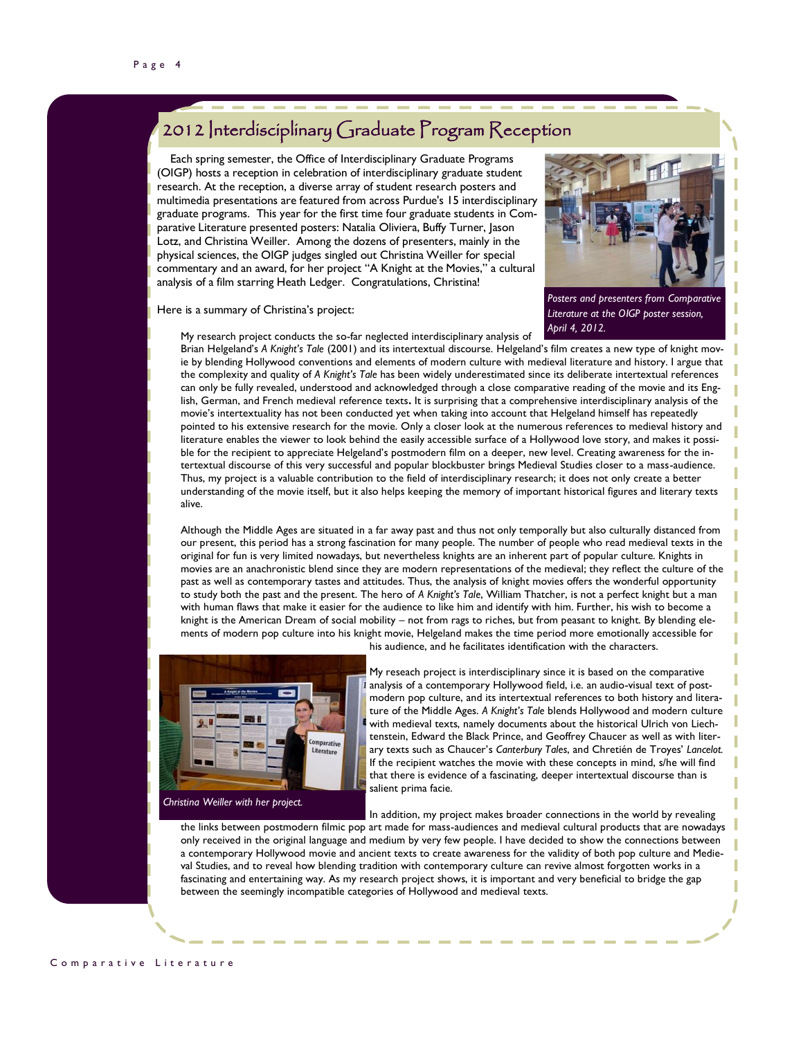## 2012 Interdisciplinary Graduate Program Reception

Each spring semester, the Office of Interdisciplinary Graduate Programs (OIGP) hosts a reception in celebration of interdisciplinary graduate student research. At the reception, a diverse array of student research posters and multimedia presentations are featured from across Purdue's 15 interdisciplinary graduate programs. This year for the first time four graduate students in Comparative Literature presented posters: Natalia Oliviera, Buffy Turner, Jason Lotz, and Christina Weiller. Among the dozens of presenters, mainly in the physical sciences, the OIGP judges singled out Christina Weiller for special commentary and an award, for her project "A Knight at the Movies," a cultural analysis of a film starring Heath Ledger. Congratulations, Christina!

*Posters and presenters from Comparative Literature at the OIGP poster session, April 4, 2012.*

Here is a summary of Christina's project:

My research project conducts the so-far neglected interdisciplinary analysis of Brian Helgeland's *A Knight's Tale* (2001) and its intertextual discourse. Helgeland's film creates a new type of knight movie by blending Hollywood conventions and elements of modern culture with medieval literature and history. I argue that the complexity and quality of *A Knight's Tale* has been widely underestimated since its deliberate intertextual references can only be fully revealed, understood and acknowledged through a close comparative reading of the movie and its English, German, and French medieval reference texts**.** It is surprising that a comprehensive interdisciplinary analysis of the movie's intertextuality has not been conducted yet when taking into account that Helgeland himself has repeatedly pointed to his extensive research for the movie. Only a closer look at the numerous references to medieval history and literature enables the viewer to look behind the easily accessible surface of a Hollywood love story, and makes it possible for the recipient to appreciate Helgeland's postmodern film on a deeper, new level. Creating awareness for the intertextual discourse of this very successful and popular blockbuster brings Medieval Studies closer to a mass-audience. Thus, my project is a valuable contribution to the field of interdisciplinary research; it does not only create a better understanding of the movie itself, but it also helps keeping the memory of important historical figures and literary texts alive.

Although the Middle Ages are situated in a far away past and thus not only temporally but also culturally distanced from our present, this period has a strong fascination for many people. The number of people who read medieval texts in the original for fun is very limited nowadays, but nevertheless knights are an inherent part of popular culture. Knights in movies are an anachronistic blend since they are modern representations of the medieval; they reflect the culture of the past as well as contemporary tastes and attitudes. Thus, the analysis of knight movies offers the wonderful opportunity to study both the past and the present. The hero of *A Knight's Tale*, William Thatcher, is not a perfect knight but a man with human flaws that make it easier for the audience to like him and identify with him. Further, his wish to become a knight is the American Dream of social mobility – not from rags to riches, but from peasant to knight. By blending elements of modern pop culture into his knight movie, Helgeland makes the time period more emotionally accessible for his audience, and he facilitates identification with the characters.

*Christina Weiller with her project.*

My reseach project is interdisciplinary since it is based on the comparative analysis of a contemporary Hollywood field, i.e. an audio-visual text of postmodern pop culture, and its intertextual references to both history and literature of the Middle Ages. *A Knight's Tale* blends Hollywood and modern culture with medieval texts, namely documents about the historical Ulrich von Liechtenstein, Edward the Black Prince, and Geoffrey Chaucer as well as with literary texts such as Chaucer's *Canterbury Tales*, and Chretién de Troyes' *Lancelot*. If the recipient watches the movie with these concepts in mind, s/he will find that there is evidence of a fascinating, deeper intertextual discourse than is salient prima facie.

In addition, my project makes broader connections in the world by revealing the links between postmodern filmic pop art made for mass-audiences and medieval cultural products that are nowadays only received in the original language and medium by very few people. I have decided to show the connections between a contemporary Hollywood movie and ancient texts to create awareness for the validity of both pop culture and Medieval Studies, and to reveal how blending tradition with contemporary culture can revive almost forgotten works in a fascinating and entertaining way. As my research project shows, it is important and very beneficial to bridge the gap between the seemingly incompatible categories of Hollywood and medieval texts.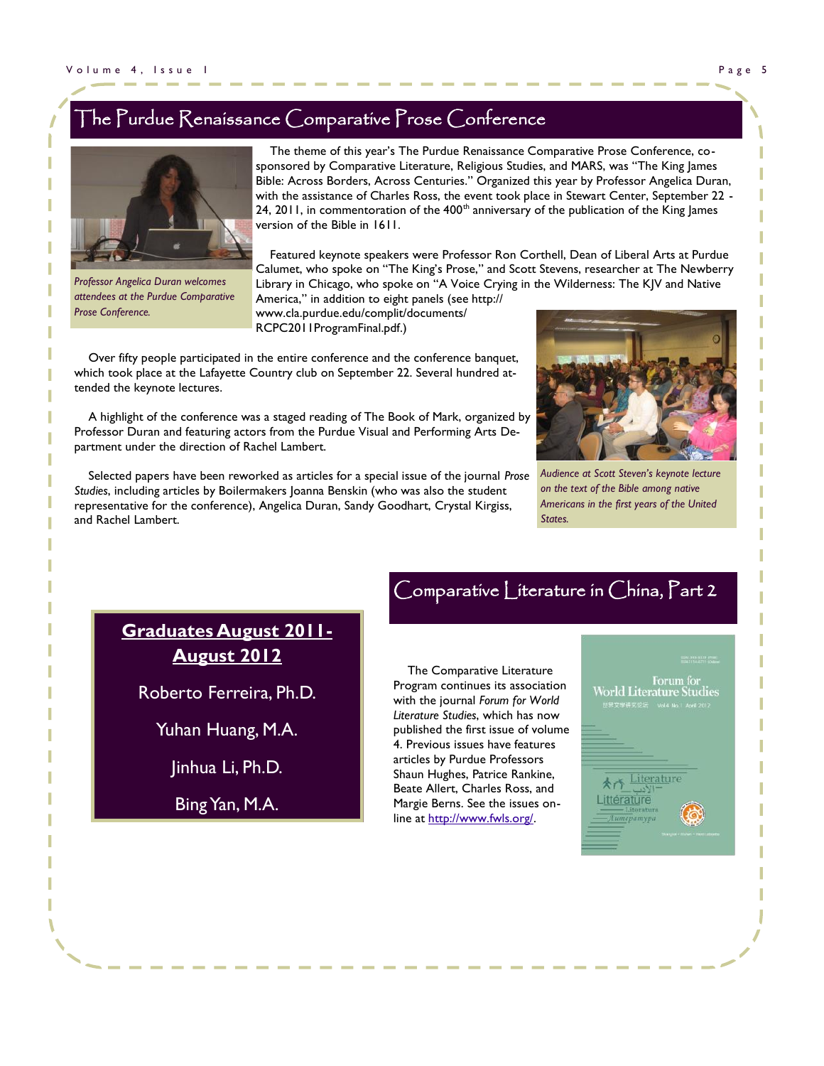# The Purdue Renaissance Comparative Prose Conference

*Professor Angelica Duran welcomes attendees at the Purdue Comparative Prose Conference.*

The theme of this year's The Purdue Renaissance Comparative Prose Conference, co-sponsored by Comparative Literature, Religious Studies, and MARS, was "The King James Bible: Across Borders, Across Centuries." Organized this year by Professor Angelica Duran, with the assistance of Charles Ross, the event took place in Stewart Center, September 22 - 24, 2011, in commentoration of the 400th anniversary of the publication of the King James version of the Bible in 1611.

Featured keynote speakers were Professor Ron Corthell, Dean of Liberal Arts at Purdue Calumet, who spoke on "The King's Prose," and Scott Stevens, researcher at The Newberry Library in Chicago, who spoke on "A Voice Crying in the Wilderness: The KJV and Native America," in addition to eight panels (see http://www.cla.purdue.edu/complit/documents/RCPC2011ProgramFinal.pdf.)

Over fifty people participated in the entire conference and the conference banquet, which took place at the Lafayette Country club on September 22. Several hundred attended the keynote lectures.

A highlight of the conference was a staged reading of The Book of Mark, organized by Professor Duran and featuring actors from the Purdue Visual and Performing Arts Department under the direction of Rachel Lambert.

Selected papers have been reworked as articles for a special issue of the journal *Prose Studies*, including articles by Boilermakers Joanna Benskin (who was also the student representative for the conference), Angelica Duran, Sandy Goodhart, Crystal Kirgiss, and Rachel Lambert.

*Audience at Scott Steven's keynote lecture on the text of the Bible among native Americans in the first years of the United States.*

## Graduates August 2011-August 2012

Roberto Ferreira, Ph.D.

Yuhan Huang, M.A.

Jinhua Li, Ph.D.

Bing Yan, M.A.

# Comparative Literature in China, Part 2

The Comparative Literature Program continues its association with the journal *Forum for World Literature Studies*, which has now published the first issue of volume 4. Previous issues have features articles by Purdue Professors Shaun Hughes, Patrice Rankine, Beate Allert, Charles Ross, and Margie Berns. See the issues on-line at [http://www.fwls.org/](http://www.fwls.org/).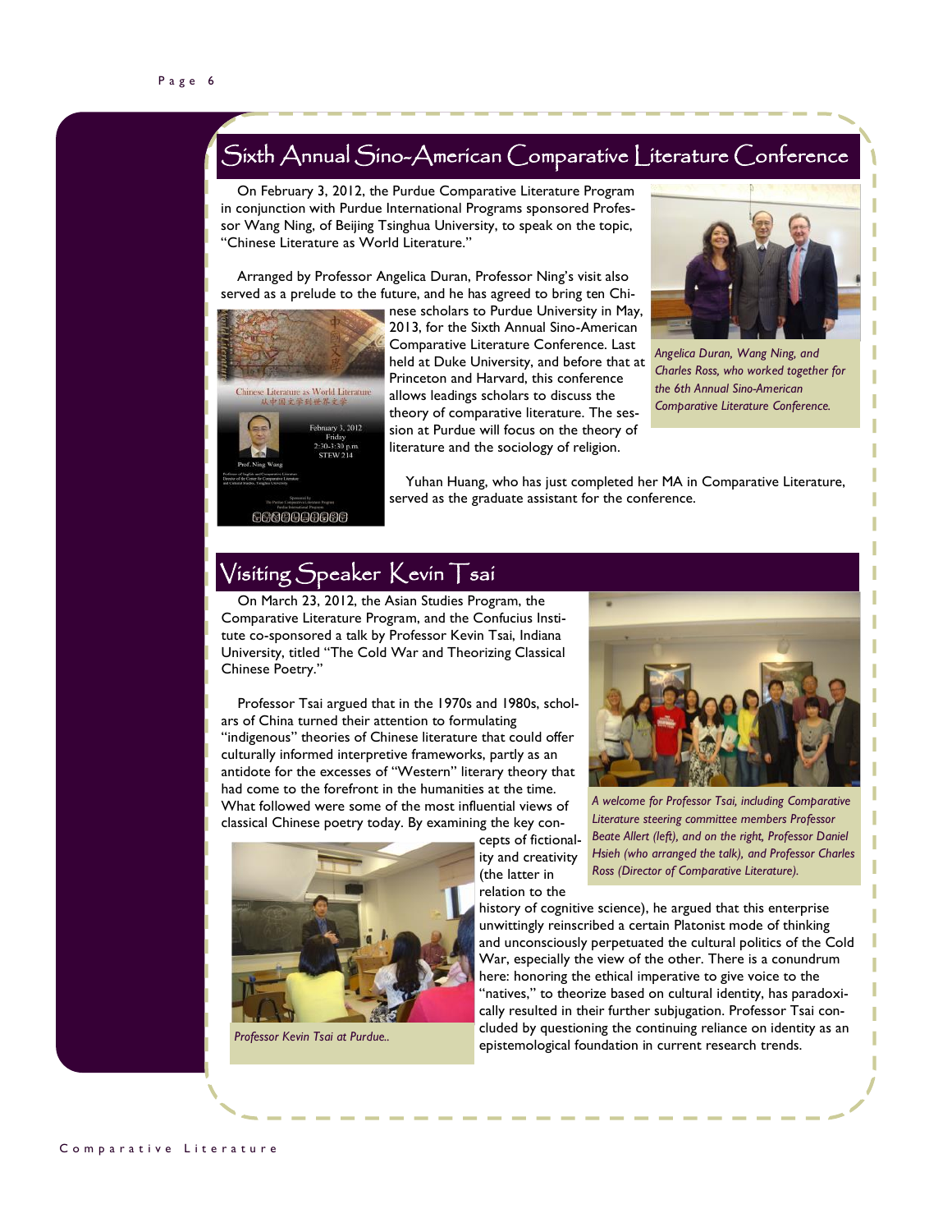## Sixth Annual Sino-American Comparative Literature Conference

On February 3, 2012, the Purdue Comparative Literature Program in conjunction with Purdue International Programs sponsored Professor Wang Ning, of Beijing Tsinghua University, to speak on the topic, "Chinese Literature as World Literature."

Arranged by Professor Angelica Duran, Professor Ning's visit also served as a prelude to the future, and he has agreed to bring ten Chinese scholars to Purdue University in May, 2013, for the Sixth Annual Sino-American Comparative Literature Conference. Last held at Duke University, and before that at Princeton and Harvard, this conference allows leadings scholars to discuss the theory of comparative literature. The session at Purdue will focus on the theory of literature and the sociology of religion.

Yuhan Huang, who has just completed her MA in Comparative Literature, served as the graduate assistant for the conference.

*Angelica Duran, Wang Ning, and Charles Ross, who worked together for the 6th Annual Sino-American Comparative Literature Conference.*

## Visiting Speaker Kevin Tsai

On March 23, 2012, the Asian Studies Program, the Comparative Literature Program, and the Confucius Institute co-sponsored a talk by Professor Kevin Tsai, Indiana University, titled "The Cold War and Theorizing Classical Chinese Poetry."

Professor Tsai argued that in the 1970s and 1980s, scholars of China turned their attention to formulating "indigenous" theories of Chinese literature that could offer culturally informed interpretive frameworks, partly as an antidote for the excesses of "Western" literary theory that had come to the forefront in the humanities at the time. What followed were some of the most influential views of classical Chinese poetry today. By examining the key concepts of fictionality and creativity (the latter in relation to the history of cognitive science), he argued that this enterprise unwittingly reinscribed a certain Platonist mode of thinking and unconsciously perpetuated the cultural politics of the Cold War, especially the view of the other. There is a conundrum here: honoring the ethical imperative to give voice to the "natives," to theorize based on cultural identity, has paradoxically resulted in their further subjugation. Professor Tsai concluded by questioning the continuing reliance on identity as an epistemological foundation in current research trends.

*A welcome for Professor Tsai, including Comparative Literature steering committee members Professor Beate Allert (left), and on the right, Professor Daniel Hsieh (who arranged the talk), and Professor Charles Ross (Director of Comparative Literature).*

*Professor Kevin Tsai at Purdue..*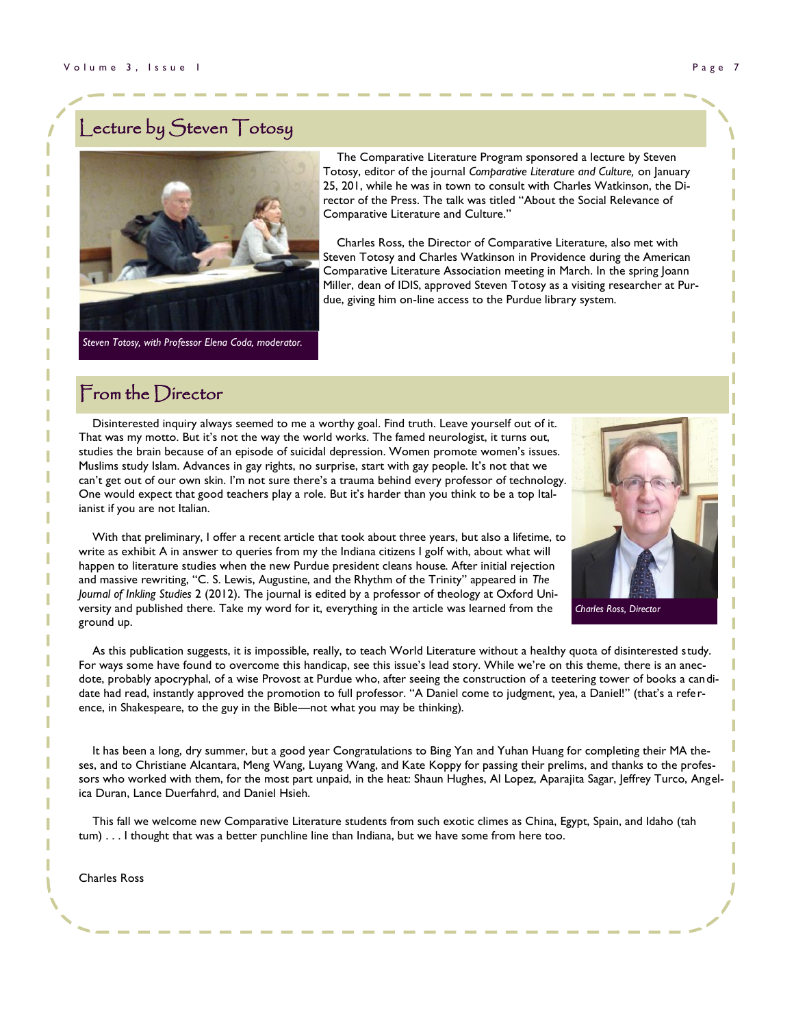## Lecture by Steven Totosy

Steven Totosy, with Professor Elena Coda, moderator.

The Comparative Literature Program sponsored a lecture by Steven Totosy, editor of the journal *Comparative Literature and Culture,* on January 25, 201, while he was in town to consult with Charles Watkinson, the Director of the Press. The talk was titled "About the Social Relevance of Comparative Literature and Culture."

Charles Ross, the Director of Comparative Literature, also met with Steven Totosy and Charles Watkinson in Providence during the American Comparative Literature Association meeting in March. In the spring Joann Miller, dean of IDIS, approved Steven Totosy as a visiting researcher at Purdue, giving him on-line access to the Purdue library system.

## From the Director

Disinterested inquiry always seemed to me a worthy goal. Find truth. Leave yourself out of it. That was my motto. But it's not the way the world works. The famed neurologist, it turns out, studies the brain because of an episode of suicidal depression. Women promote women's issues. Muslims study Islam. Advances in gay rights, no surprise, start with gay people. It's not that we can't get out of our own skin. I'm not sure there's a trauma behind every professor of technology. One would expect that good teachers play a role. But it's harder than you think to be a top Italianist if you are not Italian.

With that preliminary, I offer a recent article that took about three years, but also a lifetime, to write as exhibit A in answer to queries from my the Indiana citizens I golf with, about what will happen to literature studies when the new Purdue president cleans house. After initial rejection and massive rewriting, "C. S. Lewis, Augustine, and the Rhythm of the Trinity" appeared in *The Journal of Inkling Studies* 2 (2012). The journal is edited by a professor of theology at Oxford University and published there. Take my word for it, everything in the article was learned from the ground up.

Charles Ross, Director

As this publication suggests, it is impossible, really, to teach World Literature without a healthy quota of disinterested study. For ways some have found to overcome this handicap, see this issue's lead story. While we're on this theme, there is an anecdote, probably apocryphal, of a wise Provost at Purdue who, after seeing the construction of a teetering tower of books a candidate had read, instantly approved the promotion to full professor. "A Daniel come to judgment, yea, a Daniel!" (that's a reference, in Shakespeare, to the guy in the Bible—not what you may be thinking).

It has been a long, dry summer, but a good year Congratulations to Bing Yan and Yuhan Huang for completing their MA theses, and to Christiane Alcantara, Meng Wang, Luyang Wang, and Kate Koppy for passing their prelims, and thanks to the professors who worked with them, for the most part unpaid, in the heat: Shaun Hughes, Al Lopez, Aparajita Sagar, Jeffrey Turco, Angelica Duran, Lance Duerfahrd, and Daniel Hsieh.

This fall we welcome new Comparative Literature students from such exotic climes as China, Egypt, Spain, and Idaho (tah tum) . . . I thought that was a better punchline line than Indiana, but we have some from here too.

Charles Ross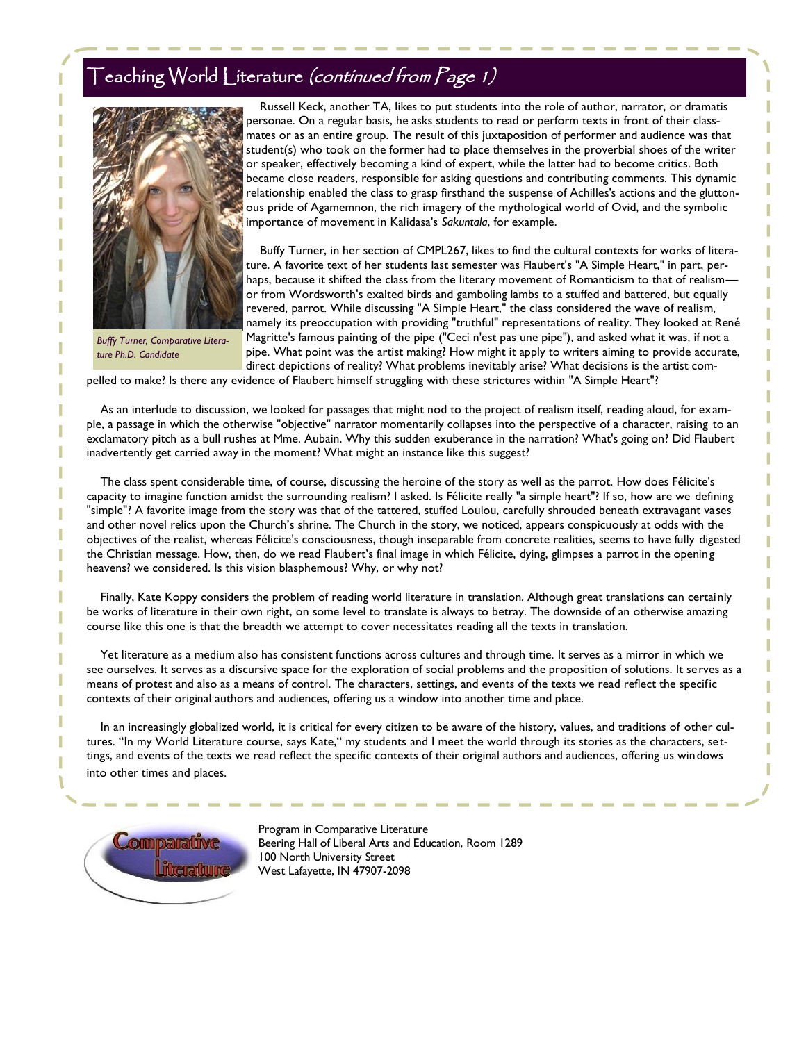## Teaching World Literature *(continued from Page 1)*

*Buffy Turner, Comparative Literature Ph.D. Candidate*

Russell Keck, another TA, likes to put students into the role of author, narrator, or dramatis personae. On a regular basis, he asks students to read or perform texts in front of their classmates or as an entire group. The result of this juxtaposition of performer and audience was that student(s) who took on the former had to place themselves in the proverbial shoes of the writer or speaker, effectively becoming a kind of expert, while the latter had to become critics. Both became close readers, responsible for asking questions and contributing comments. This dynamic relationship enabled the class to grasp firsthand the suspense of Achilles's actions and the gluttonous pride of Agamemnon, the rich imagery of the mythological world of Ovid, and the symbolic importance of movement in Kalidasa's *Sakuntala*, for example.

Buffy Turner, in her section of CMPL267, likes to find the cultural contexts for works of literature. A favorite text of her students last semester was Flaubert's "A Simple Heart," in part, perhaps, because it shifted the class from the literary movement of Romanticism to that of realism—or from Wordsworth's exalted birds and gamboling lambs to a stuffed and battered, but equally revered, parrot. While discussing "A Simple Heart," the class considered the wave of realism, namely its preoccupation with providing "truthful" representations of reality. They looked at René Magritte's famous painting of the pipe ("Ceci n'est pas une pipe"), and asked what it was, if not a pipe. What point was the artist making? How might it apply to writers aiming to provide accurate, direct depictions of reality? What problems inevitably arise? What decisions is the artist compelled to make? Is there any evidence of Flaubert himself struggling with these strictures within "A Simple Heart"?

As an interlude to discussion, we looked for passages that might nod to the project of realism itself, reading aloud, for example, a passage in which the otherwise "objective" narrator momentarily collapses into the perspective of a character, raising to an exclamatory pitch as a bull rushes at Mme. Aubain. Why this sudden exuberance in the narration? What's going on? Did Flaubert inadvertently get carried away in the moment? What might an instance like this suggest?

The class spent considerable time, of course, discussing the heroine of the story as well as the parrot. How does Félicite's capacity to imagine function amidst the surrounding realism? I asked. Is Félicite really "a simple heart"? If so, how are we defining "simple"? A favorite image from the story was that of the tattered, stuffed Loulou, carefully shrouded beneath extravagant vases and other novel relics upon the Church's shrine. The Church in the story, we noticed, appears conspicuously at odds with the objectives of the realist, whereas Félicite's consciousness, though inseparable from concrete realities, seems to have fully digested the Christian message. How, then, do we read Flaubert's final image in which Félicite, dying, glimpses a parrot in the opening heavens? we considered. Is this vision blasphemous? Why, or why not?

Finally, Kate Koppy considers the problem of reading world literature in translation. Although great translations can certainly be works of literature in their own right, on some level to translate is always to betray. The downside of an otherwise amazing course like this one is that the breadth we attempt to cover necessitates reading all the texts in translation.

Yet literature as a medium also has consistent functions across cultures and through time. It serves as a mirror in which we see ourselves. It serves as a discursive space for the exploration of social problems and the proposition of solutions. It serves as a means of protest and also as a means of control. The characters, settings, and events of the texts we read reflect the specific contexts of their original authors and audiences, offering us a window into another time and place.

In an increasingly globalized world, it is critical for every citizen to be aware of the history, values, and traditions of other cultures. "In my World Literature course, says Kate," my students and I meet the world through its stories as the characters, settings, and events of the texts we read reflect the specific contexts of their original authors and audiences, offering us windows into other times and places.

Comparative Literature

Program in Comparative Literature
Beering Hall of Liberal Arts and Education, Room 1289
100 North University Street
West Lafayette, IN 47907-2098